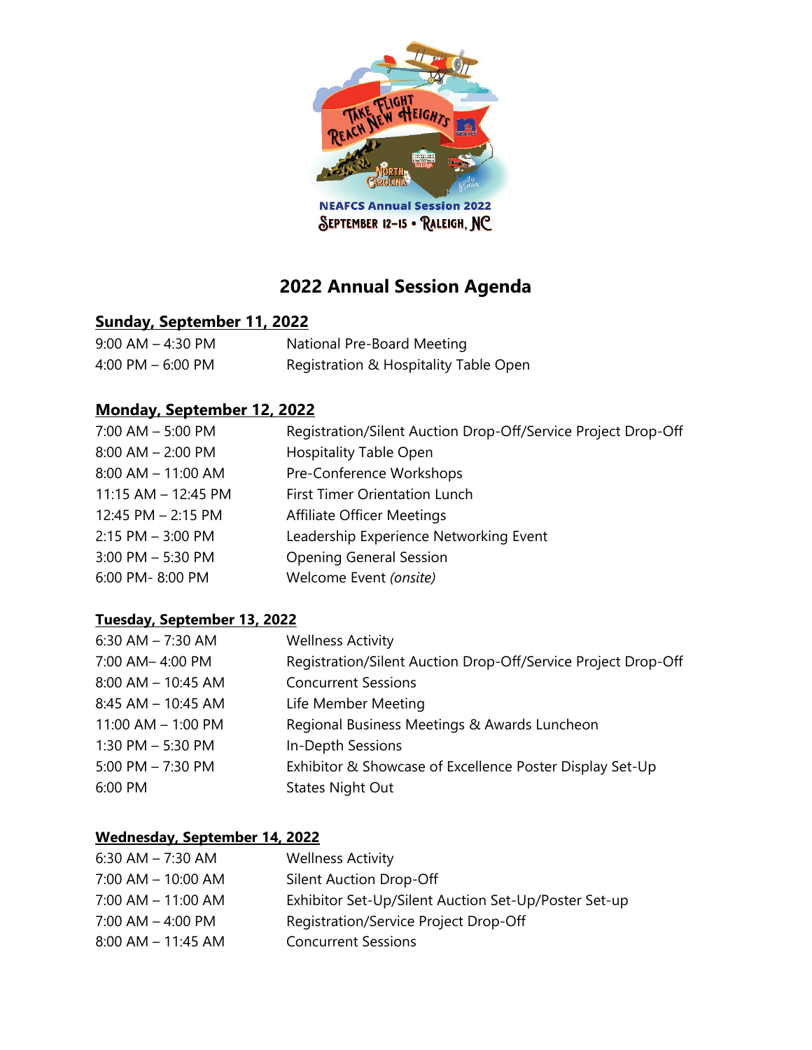Take Flight Reach New Heights

NEAFCS Annual Session 2022

September 12–15 • Raleigh, NC

# 2022 Annual Session Agenda

## Sunday, September 11, 2022

| | |
|---|---|
| 9:00 AM – 4:30 PM | National Pre-Board Meeting |
| 4:00 PM – 6:00 PM | Registration & Hospitality Table Open |

## Monday, September 12, 2022

| | |
|---|---|
| 7:00 AM – 5:00 PM | Registration/Silent Auction Drop-Off/Service Project Drop-Off |
| 8:00 AM – 2:00 PM | Hospitality Table Open |
| 8:00 AM – 11:00 AM | Pre-Conference Workshops |
| 11:15 AM – 12:45 PM | First Timer Orientation Lunch |
| 12:45 PM – 2:15 PM | Affiliate Officer Meetings |
| 2:15 PM – 3:00 PM | Leadership Experience Networking Event |
| 3:00 PM – 5:30 PM | Opening General Session |
| 6:00 PM- 8:00 PM | Welcome Event *(onsite)* |

## Tuesday, September 13, 2022

| | |
|---|---|
| 6:30 AM – 7:30 AM | Wellness Activity |
| 7:00 AM– 4:00 PM | Registration/Silent Auction Drop-Off/Service Project Drop-Off |
| 8:00 AM – 10:45 AM | Concurrent Sessions |
| 8:45 AM – 10:45 AM | Life Member Meeting |
| 11:00 AM – 1:00 PM | Regional Business Meetings & Awards Luncheon |
| 1:30 PM – 5:30 PM | In-Depth Sessions |
| 5:00 PM – 7:30 PM | Exhibitor & Showcase of Excellence Poster Display Set-Up |
| 6:00 PM | States Night Out |

## Wednesday, September 14, 2022

| | |
|---|---|
| 6:30 AM – 7:30 AM | Wellness Activity |
| 7:00 AM – 10:00 AM | Silent Auction Drop-Off |
| 7:00 AM – 11:00 AM | Exhibitor Set-Up/Silent Auction Set-Up/Poster Set-up |
| 7:00 AM – 4:00 PM | Registration/Service Project Drop-Off |
| 8:00 AM – 11:45 AM | Concurrent Sessions |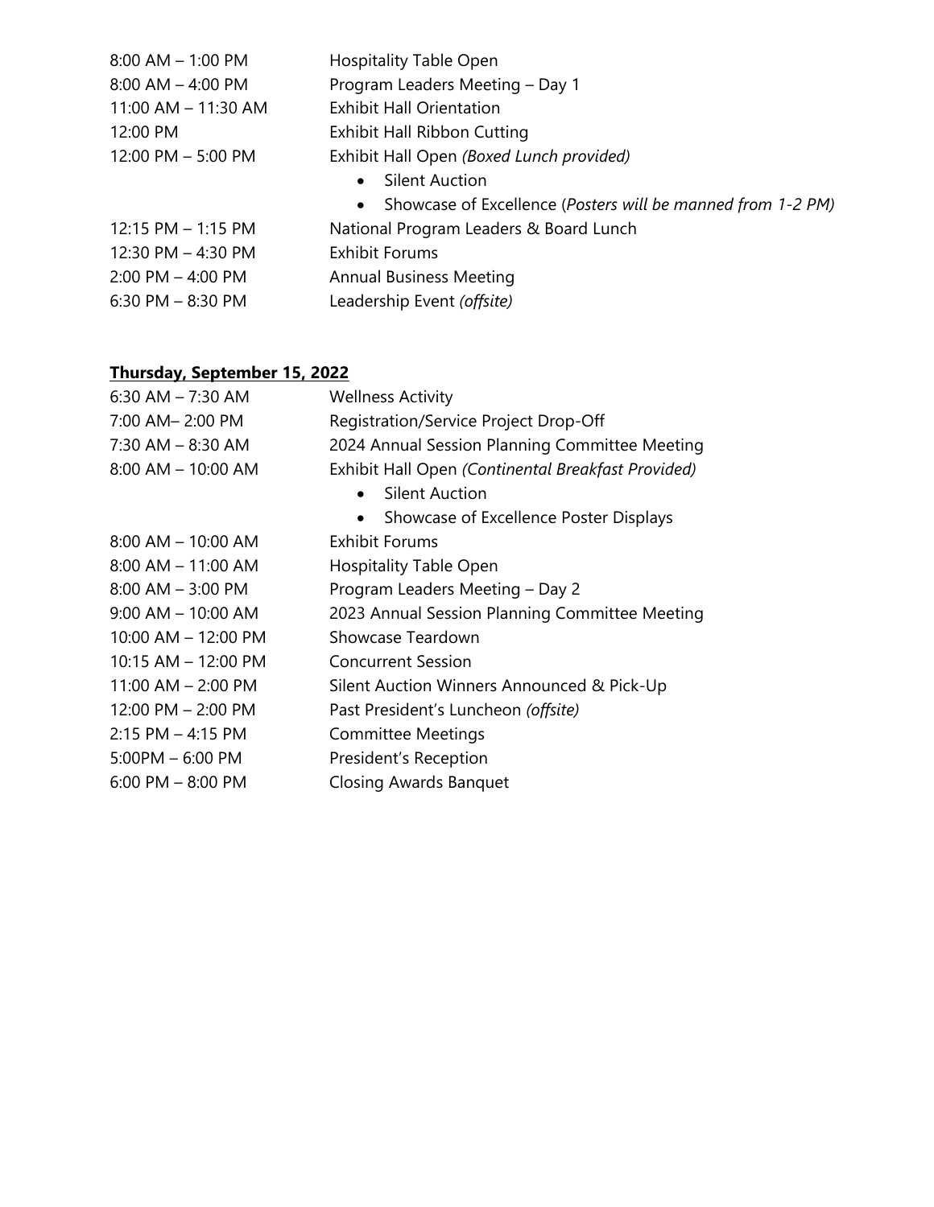| | |
|---|---|
| 8:00 AM – 1:00 PM | Hospitality Table Open |
| 8:00 AM – 4:00 PM | Program Leaders Meeting – Day 1 |
| 11:00 AM – 11:30 AM | Exhibit Hall Orientation |
| 12:00 PM | Exhibit Hall Ribbon Cutting |
| 12:00 PM – 5:00 PM | Exhibit Hall Open *(Boxed Lunch provided)*<br>• Silent Auction<br>• Showcase of Excellence (*Posters will be manned from 1-2 PM)* |
| 12:15 PM – 1:15 PM | National Program Leaders & Board Lunch |
| 12:30 PM – 4:30 PM | Exhibit Forums |
| 2:00 PM – 4:00 PM | Annual Business Meeting |
| 6:30 PM – 8:30 PM | Leadership Event *(offsite)* |

**<u>Thursday, September 15, 2022</u>**

| | |
|---|---|
| 6:30 AM – 7:30 AM | Wellness Activity |
| 7:00 AM– 2:00 PM | Registration/Service Project Drop-Off |
| 7:30 AM – 8:30 AM | 2024 Annual Session Planning Committee Meeting |
| 8:00 AM – 10:00 AM | Exhibit Hall Open *(Continental Breakfast Provided)*<br>• Silent Auction<br>• Showcase of Excellence Poster Displays |
| 8:00 AM – 10:00 AM | Exhibit Forums |
| 8:00 AM – 11:00 AM | Hospitality Table Open |
| 8:00 AM – 3:00 PM | Program Leaders Meeting – Day 2 |
| 9:00 AM – 10:00 AM | 2023 Annual Session Planning Committee Meeting |
| 10:00 AM – 12:00 PM | Showcase Teardown |
| 10:15 AM – 12:00 PM | Concurrent Session |
| 11:00 AM – 2:00 PM | Silent Auction Winners Announced & Pick-Up |
| 12:00 PM – 2:00 PM | Past President's Luncheon *(offsite)* |
| 2:15 PM – 4:15 PM | Committee Meetings |
| 5:00PM – 6:00 PM | President's Reception |
| 6:00 PM – 8:00 PM | Closing Awards Banquet |